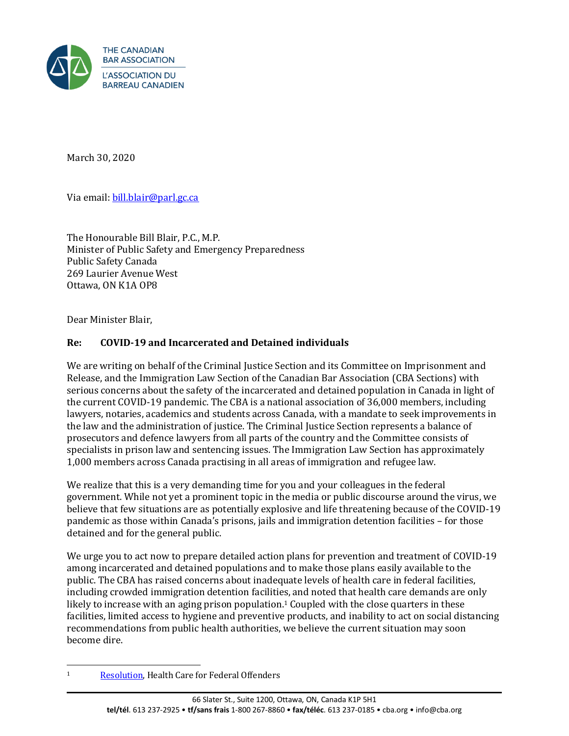THE CANADIAN BAR ASSOCIATION
L'ASSOCIATION DU BARREAU CANADIEN

March 30, 2020

Via email: bill.blair@parl.gc.ca

The Honourable Bill Blair, P.C., M.P.
Minister of Public Safety and Emergency Preparedness
Public Safety Canada
269 Laurier Avenue West
Ottawa, ON K1A OP8

Dear Minister Blair,

**Re: COVID-19 and Incarcerated and Detained individuals**

We are writing on behalf of the Criminal Justice Section and its Committee on Imprisonment and Release, and the Immigration Law Section of the Canadian Bar Association (CBA Sections) with serious concerns about the safety of the incarcerated and detained population in Canada in light of the current COVID-19 pandemic. The CBA is a national association of 36,000 members, including lawyers, notaries, academics and students across Canada, with a mandate to seek improvements in the law and the administration of justice. The Criminal Justice Section represents a balance of prosecutors and defence lawyers from all parts of the country and the Committee consists of specialists in prison law and sentencing issues. The Immigration Law Section has approximately 1,000 members across Canada practising in all areas of immigration and refugee law.

We realize that this is a very demanding time for you and your colleagues in the federal government. While not yet a prominent topic in the media or public discourse around the virus, we believe that few situations are as potentially explosive and life threatening because of the COVID-19 pandemic as those within Canada's prisons, jails and immigration detention facilities – for those detained and for the general public.

We urge you to act now to prepare detailed action plans for prevention and treatment of COVID-19 among incarcerated and detained populations and to make those plans easily available to the public. The CBA has raised concerns about inadequate levels of health care in federal facilities, including crowded immigration detention facilities, and noted that health care demands are only likely to increase with an aging prison population.[1] Coupled with the close quarters in these facilities, limited access to hygiene and preventive products, and inability to act on social distancing recommendations from public health authorities, we believe the current situation may soon become dire.

---

[1] Resolution, Health Care for Federal Offenders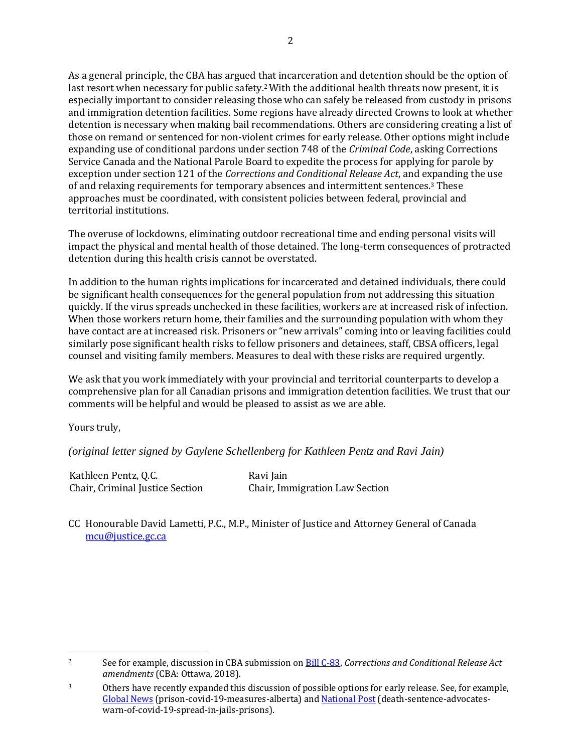As a general principle, the CBA has argued that incarceration and detention should be the option of last resort when necessary for public safety.[2] With the additional health threats now present, it is especially important to consider releasing those who can safely be released from custody in prisons and immigration detention facilities. Some regions have already directed Crowns to look at whether detention is necessary when making bail recommendations. Others are considering creating a list of those on remand or sentenced for non-violent crimes for early release. Other options might include expanding use of conditional pardons under section 748 of the *Criminal Code*, asking Corrections Service Canada and the National Parole Board to expedite the process for applying for parole by exception under section 121 of the *Corrections and Conditional Release Act*, and expanding the use of and relaxing requirements for temporary absences and intermittent sentences.[3] These approaches must be coordinated, with consistent policies between federal, provincial and territorial institutions.

The overuse of lockdowns, eliminating outdoor recreational time and ending personal visits will impact the physical and mental health of those detained. The long-term consequences of protracted detention during this health crisis cannot be overstated.

In addition to the human rights implications for incarcerated and detained individuals, there could be significant health consequences for the general population from not addressing this situation quickly. If the virus spreads unchecked in these facilities, workers are at increased risk of infection. When those workers return home, their families and the surrounding population with whom they have contact are at increased risk. Prisoners or "new arrivals" coming into or leaving facilities could similarly pose significant health risks to fellow prisoners and detainees, staff, CBSA officers, legal counsel and visiting family members. Measures to deal with these risks are required urgently.

We ask that you work immediately with your provincial and territorial counterparts to develop a comprehensive plan for all Canadian prisons and immigration detention facilities. We trust that our comments will be helpful and would be pleased to assist as we are able.

Yours truly,

*(original letter signed by Gaylene Schellenberg for Kathleen Pentz and Ravi Jain)*

Kathleen Pentz, Q.C.
Chair, Criminal Justice Section

Ravi Jain
Chair, Immigration Law Section

CC Honourable David Lametti, P.C., M.P., Minister of Justice and Attorney General of Canada
mcu@justice.gc.ca

---

[2] See for example, discussion in CBA submission on Bill C-83, *Corrections and Conditional Release Act amendments* (CBA: Ottawa, 2018).

[3] Others have recently expanded this discussion of possible options for early release. See, for example, Global News (prison-covid-19-measures-alberta) and National Post (death-sentence-advocates-warn-of-covid-19-spread-in-jails-prisons).